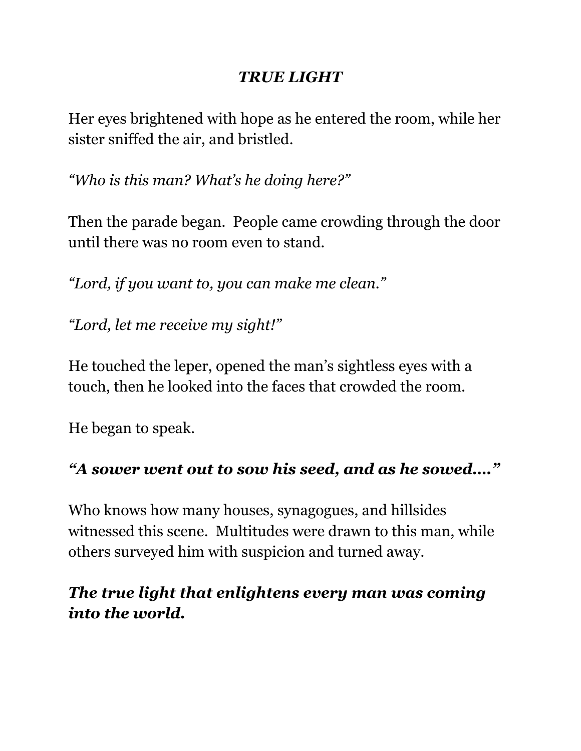# ***TRUE LIGHT***

Her eyes brightened with hope as he entered the room, while her sister sniffed the air, and bristled.

*"Who is this man? What's he doing here?"*

Then the parade began. People came crowding through the door until there was no room even to stand.

*"Lord, if you want to, you can make me clean."*

*"Lord, let me receive my sight!"*

He touched the leper, opened the man's sightless eyes with a touch, then he looked into the faces that crowded the room.

He began to speak.

***"A sower went out to sow his seed, and as he sowed…."***

Who knows how many houses, synagogues, and hillsides witnessed this scene. Multitudes were drawn to this man, while others surveyed him with suspicion and turned away.

***The true light that enlightens every man was coming into the world.***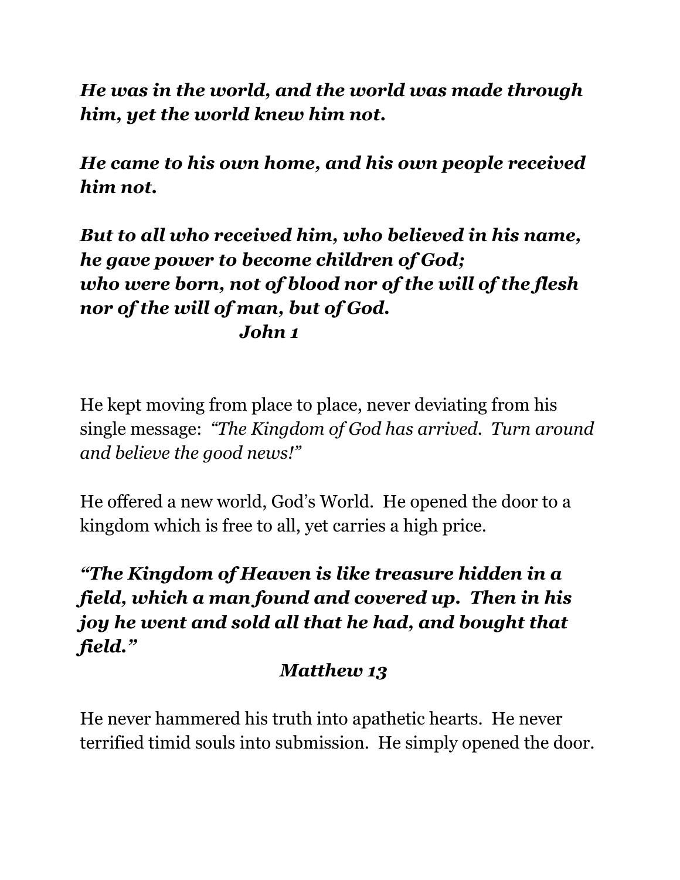***He was in the world, and the world was made through him, yet the world knew him not.***

***He came to his own home, and his own people received him not.***

***But to all who received him, who believed in his name, he gave power to become children of God;***
***who were born, not of blood nor of the will of the flesh nor of the will of man, but of God.***
***John 1***

He kept moving from place to place, never deviating from his single message: *"The Kingdom of God has arrived. Turn around and believe the good news!"*

He offered a new world, God's World. He opened the door to a kingdom which is free to all, yet carries a high price.

***"The Kingdom of Heaven is like treasure hidden in a field, which a man found and covered up. Then in his joy he went and sold all that he had, and bought that field."***
***Matthew 13***

He never hammered his truth into apathetic hearts. He never terrified timid souls into submission. He simply opened the door.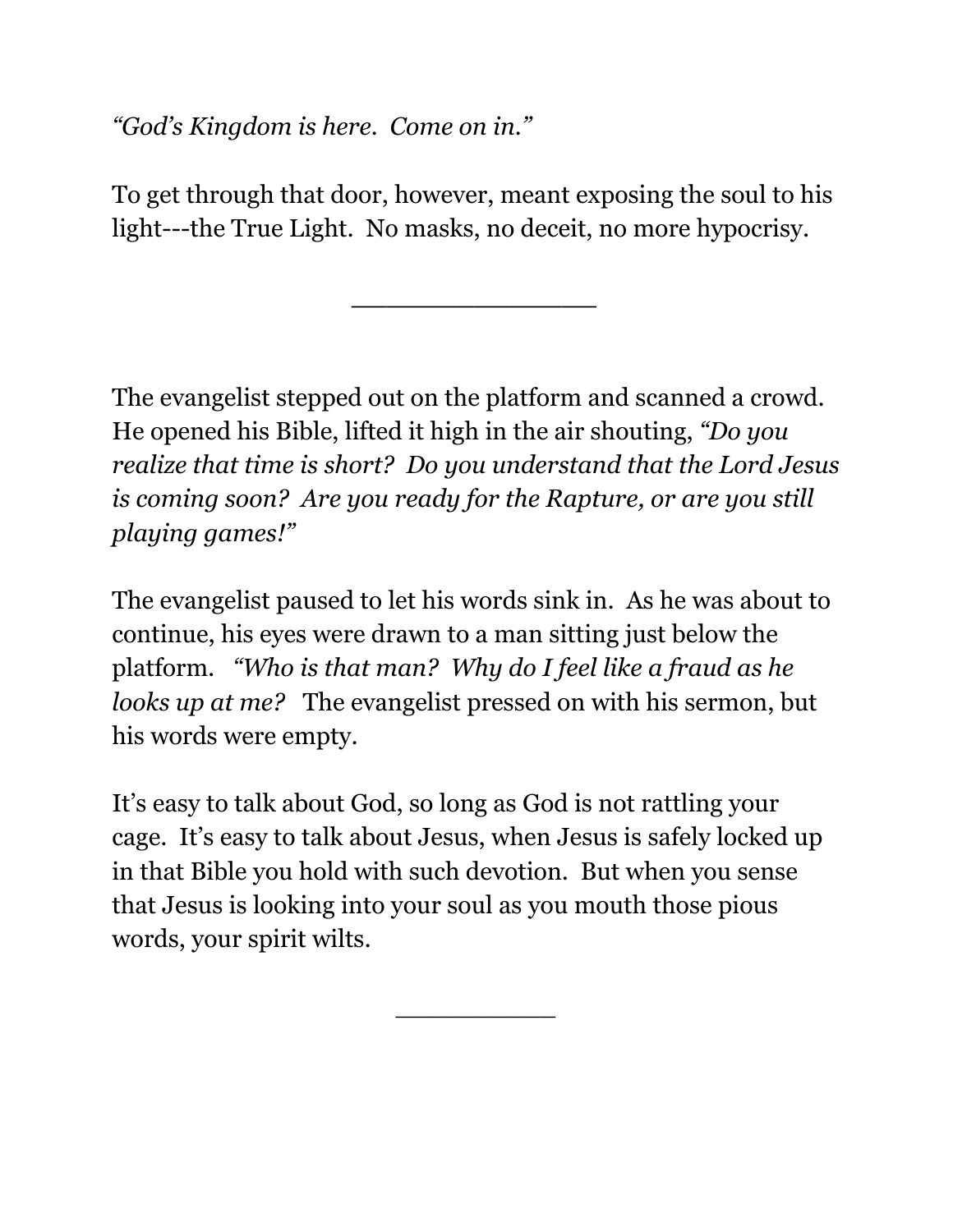*"God's Kingdom is here. Come on in."*

To get through that door, however, meant exposing the soul to his light---the True Light. No masks, no deceit, no more hypocrisy.

---

The evangelist stepped out on the platform and scanned a crowd. He opened his Bible, lifted it high in the air shouting, *"Do you realize that time is short? Do you understand that the Lord Jesus is coming soon? Are you ready for the Rapture, or are you still playing games!"*

The evangelist paused to let his words sink in. As he was about to continue, his eyes were drawn to a man sitting just below the platform. *"Who is that man? Why do I feel like a fraud as he looks up at me?"* The evangelist pressed on with his sermon, but his words were empty.

It's easy to talk about God, so long as God is not rattling your cage. It's easy to talk about Jesus, when Jesus is safely locked up in that Bible you hold with such devotion. But when you sense that Jesus is looking into your soul as you mouth those pious words, your spirit wilts.

---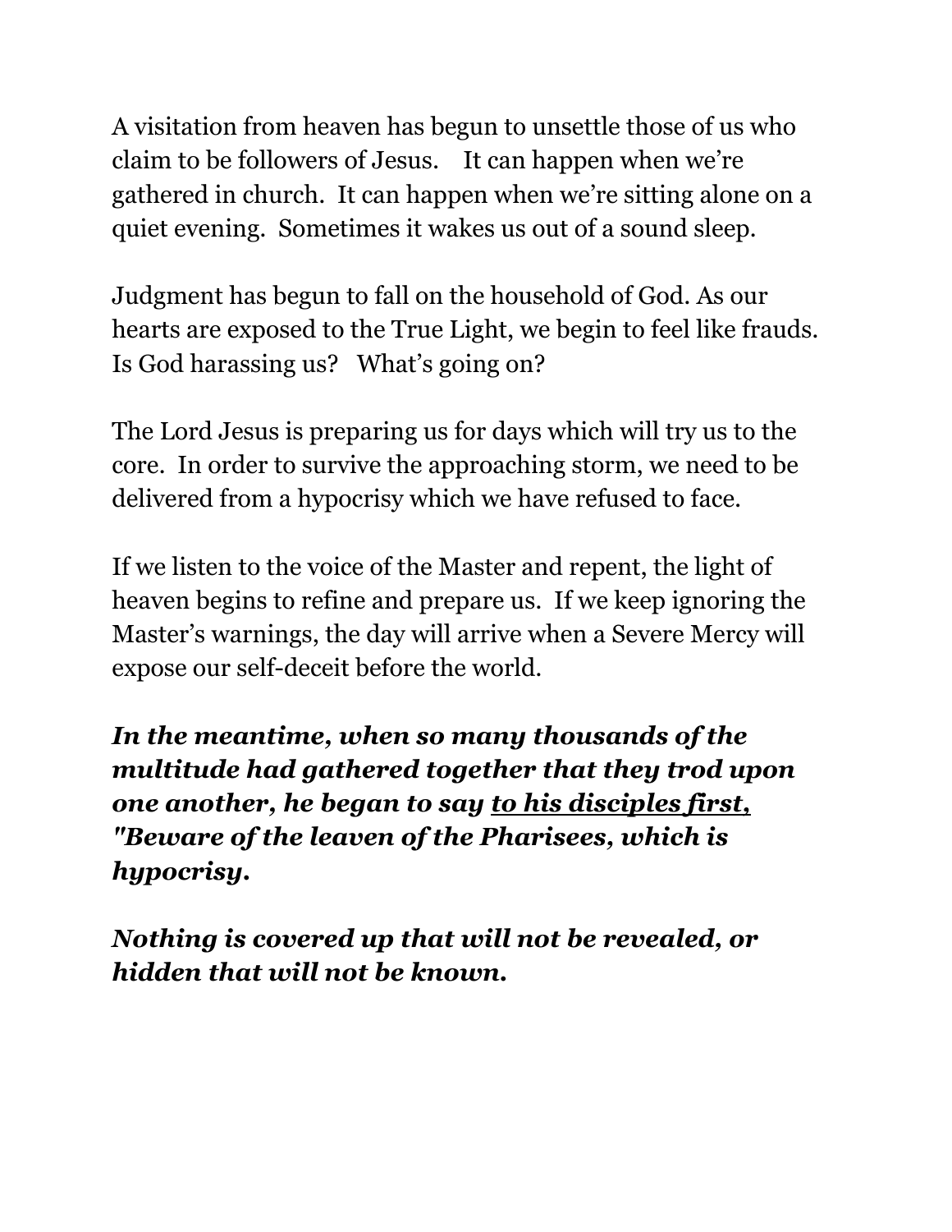A visitation from heaven has begun to unsettle those of us who claim to be followers of Jesus. It can happen when we're gathered in church. It can happen when we're sitting alone on a quiet evening. Sometimes it wakes us out of a sound sleep.

Judgment has begun to fall on the household of God. As our hearts are exposed to the True Light, we begin to feel like frauds. Is God harassing us? What's going on?

The Lord Jesus is preparing us for days which will try us to the core. In order to survive the approaching storm, we need to be delivered from a hypocrisy which we have refused to face.

If we listen to the voice of the Master and repent, the light of heaven begins to refine and prepare us. If we keep ignoring the Master's warnings, the day will arrive when a Severe Mercy will expose our self-deceit before the world.

***In the meantime, when so many thousands of the multitude had gathered together that they trod upon one another, he began to say <u>to his disciples first,</u> "Beware of the leaven of the Pharisees, which is hypocrisy.***

***Nothing is covered up that will not be revealed, or hidden that will not be known.***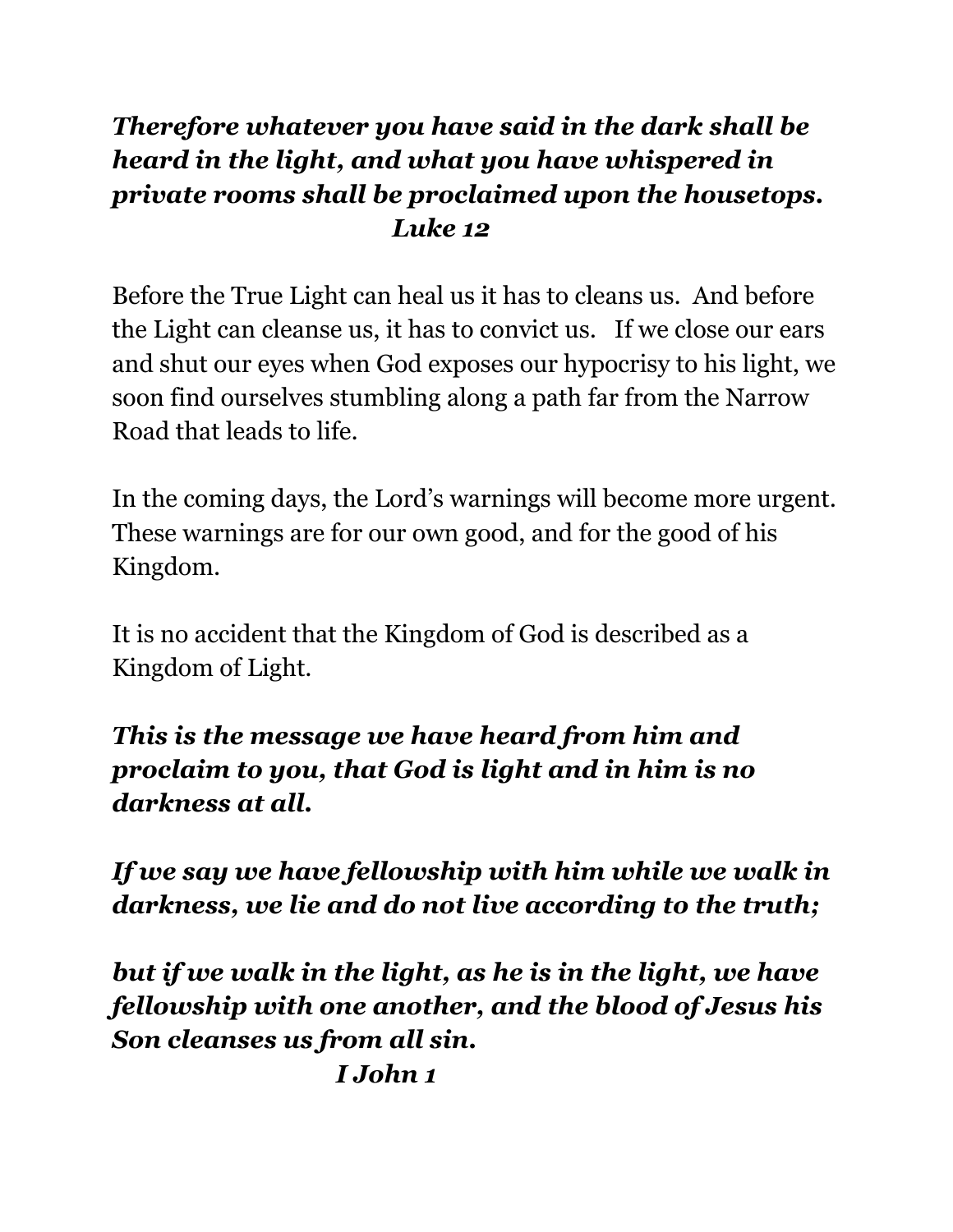***Therefore whatever you have said in the dark shall be heard in the light, and what you have whispered in private rooms shall be proclaimed upon the housetops.***
***Luke 12***

Before the True Light can heal us it has to cleans us. And before the Light can cleanse us, it has to convict us. If we close our ears and shut our eyes when God exposes our hypocrisy to his light, we soon find ourselves stumbling along a path far from the Narrow Road that leads to life.

In the coming days, the Lord's warnings will become more urgent. These warnings are for our own good, and for the good of his Kingdom.

It is no accident that the Kingdom of God is described as a Kingdom of Light.

***This is the message we have heard from him and proclaim to you, that God is light and in him is no darkness at all.***

***If we say we have fellowship with him while we walk in darkness, we lie and do not live according to the truth;***

***but if we walk in the light, as he is in the light, we have fellowship with one another, and the blood of Jesus his Son cleanses us from all sin.***
***I John 1***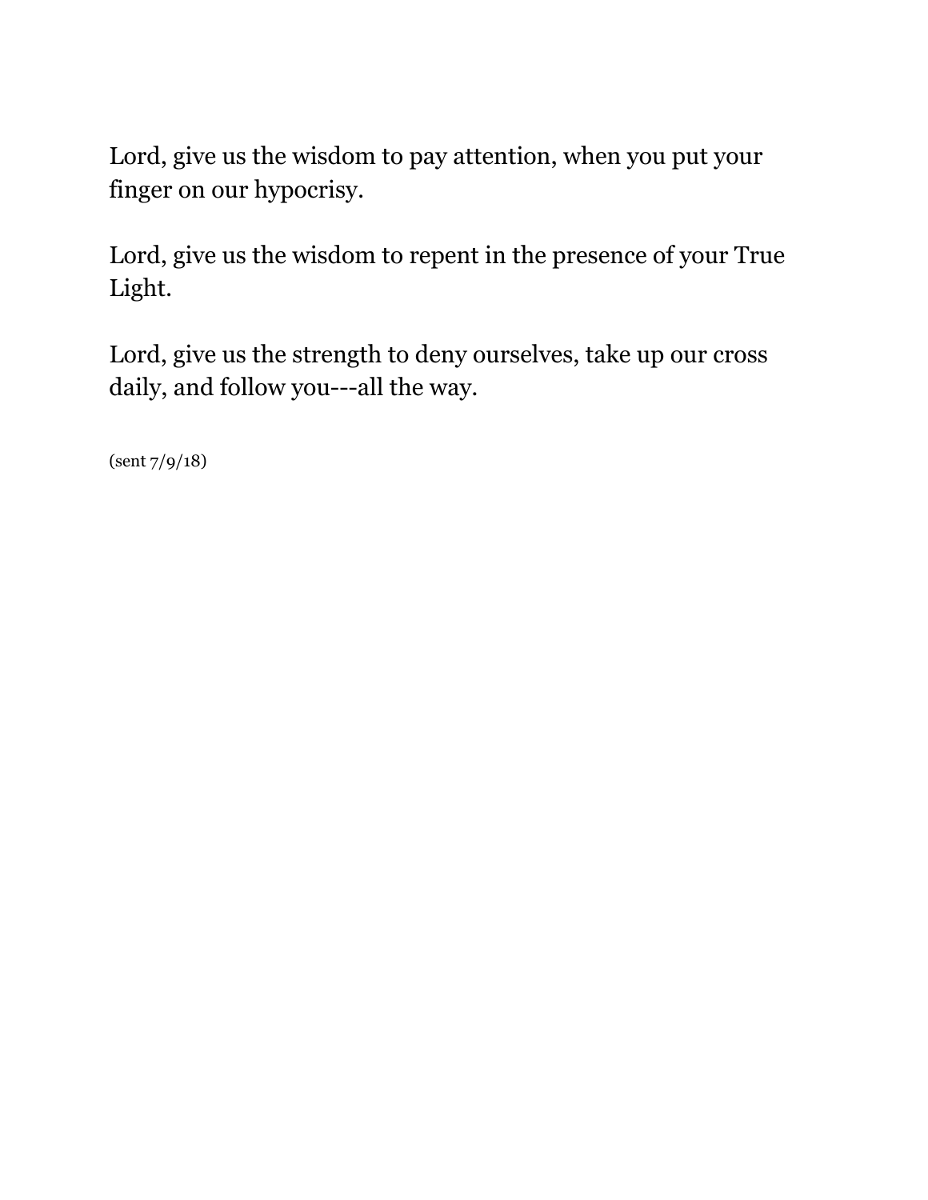Lord, give us the wisdom to pay attention, when you put your finger on our hypocrisy.

Lord, give us the wisdom to repent in the presence of your True Light.

Lord, give us the strength to deny ourselves, take up our cross daily, and follow you---all the way.

(sent 7/9/18)